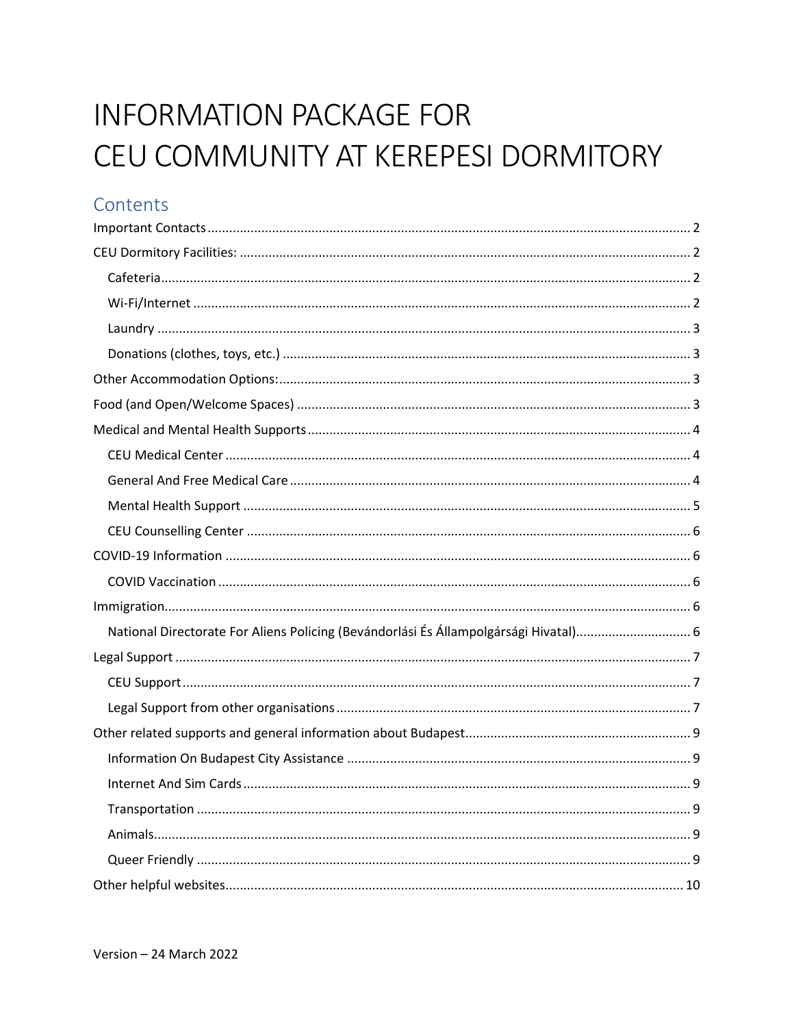# INFORMATION PACKAGE FOR CEU COMMUNITY AT KEREPESI DORMITORY

## Contents

- Important Contacts ..... 2
- CEU Dormitory Facilities: ..... 2
  - Cafeteria ..... 2
  - Wi-Fi/Internet ..... 2
  - Laundry ..... 3
  - Donations (clothes, toys, etc.) ..... 3
- Other Accommodation Options: ..... 3
- Food (and Open/Welcome Spaces) ..... 3
- Medical and Mental Health Supports ..... 4
  - CEU Medical Center ..... 4
  - General And Free Medical Care ..... 4
  - Mental Health Support ..... 5
  - CEU Counselling Center ..... 6
- COVID-19 Information ..... 6
  - COVID Vaccination ..... 6
- Immigration ..... 6
  - National Directorate For Aliens Policing (Bevándorlási És Állampolgársági Hivatal) ..... 6
- Legal Support ..... 7
  - CEU Support ..... 7
  - Legal Support from other organisations ..... 7
- Other related supports and general information about Budapest ..... 9
  - Information On Budapest City Assistance ..... 9
  - Internet And Sim Cards ..... 9
  - Transportation ..... 9
  - Animals ..... 9
  - Queer Friendly ..... 9
- Other helpful websites ..... 10

Version – 24 March 2022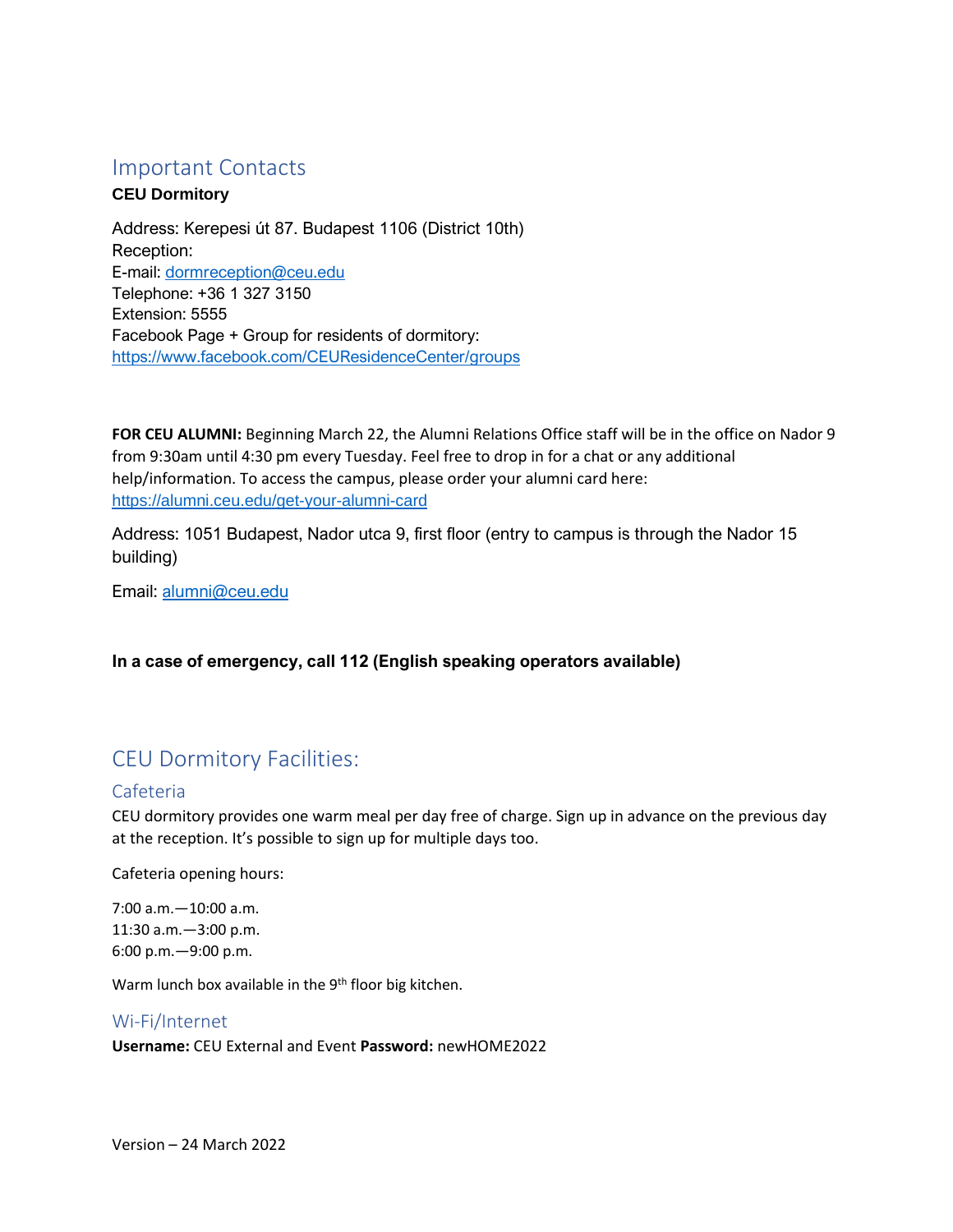## Important Contacts

**CEU Dormitory**

Address: Kerepesi út 87. Budapest 1106 (District 10th)
Reception:
E-mail: dormreception@ceu.edu
Telephone: +36 1 327 3150
Extension: 5555
Facebook Page + Group for residents of dormitory:
https://www.facebook.com/CEUResidenceCenter/groups

**FOR CEU ALUMNI:** Beginning March 22, the Alumni Relations Office staff will be in the office on Nador 9 from 9:30am until 4:30 pm every Tuesday. Feel free to drop in for a chat or any additional help/information. To access the campus, please order your alumni card here: https://alumni.ceu.edu/get-your-alumni-card

Address: 1051 Budapest, Nador utca 9, first floor (entry to campus is through the Nador 15 building)

Email: alumni@ceu.edu

**In a case of emergency, call 112 (English speaking operators available)**

## CEU Dormitory Facilities:

### Cafeteria

CEU dormitory provides one warm meal per day free of charge. Sign up in advance on the previous day at the reception. It's possible to sign up for multiple days too.

Cafeteria opening hours:

7:00 a.m.—10:00 a.m.
11:30 a.m.—3:00 p.m.
6:00 p.m.—9:00 p.m.

Warm lunch box available in the 9th floor big kitchen.

### Wi-Fi/Internet

**Username:** CEU External and Event **Password:** newHOME2022

Version – 24 March 2022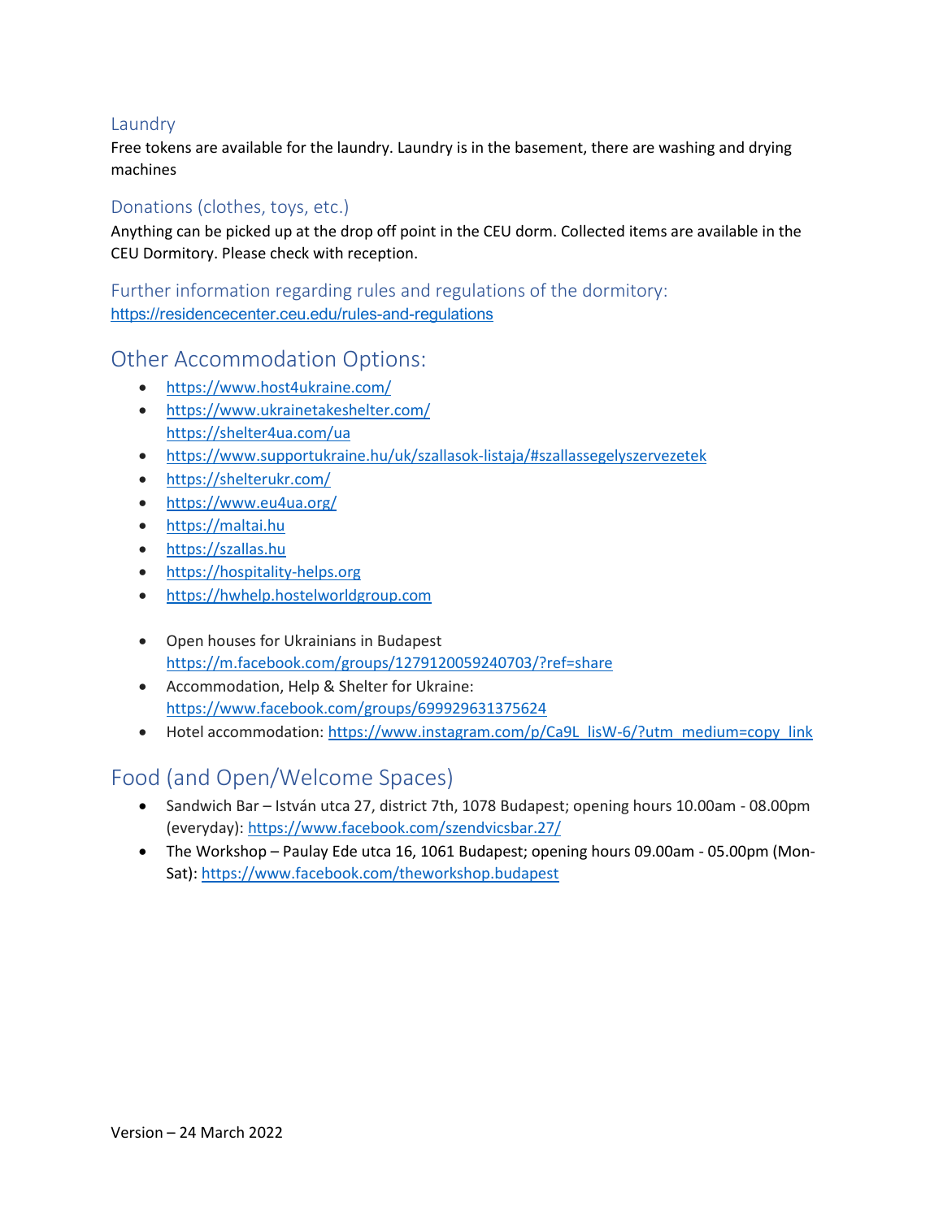### Laundry

Free tokens are available for the laundry. Laundry is in the basement, there are washing and drying machines

### Donations (clothes, toys, etc.)

Anything can be picked up at the drop off point in the CEU dorm. Collected items are available in the CEU Dormitory. Please check with reception.

### Further information regarding rules and regulations of the dormitory:

https://residencecenter.ceu.edu/rules-and-regulations

## Other Accommodation Options:

- https://www.host4ukraine.com/
- https://www.ukrainetakeshelter.com/
  https://shelter4ua.com/ua
- https://www.supportukraine.hu/uk/szallasok-listaja/#szallassegelyszervezetek
- https://shelterukr.com/
- https://www.eu4ua.org/
- https://maltai.hu
- https://szallas.hu
- https://hospitality-helps.org
- https://hwhelp.hostelworldgroup.com

- Open houses for Ukrainians in Budapest
  https://m.facebook.com/groups/1279120059240703/?ref=share
- Accommodation, Help & Shelter for Ukraine:
  https://www.facebook.com/groups/699929631375624
- Hotel accommodation: https://www.instagram.com/p/Ca9L_lisW-6/?utm_medium=copy_link

## Food (and Open/Welcome Spaces)

- Sandwich Bar – István utca 27, district 7th, 1078 Budapest; opening hours 10.00am - 08.00pm (everyday): https://www.facebook.com/szendvicsbar.27/
- The Workshop – Paulay Ede utca 16, 1061 Budapest; opening hours 09.00am - 05.00pm (Mon-Sat): https://www.facebook.com/theworkshop.budapest

Version – 24 March 2022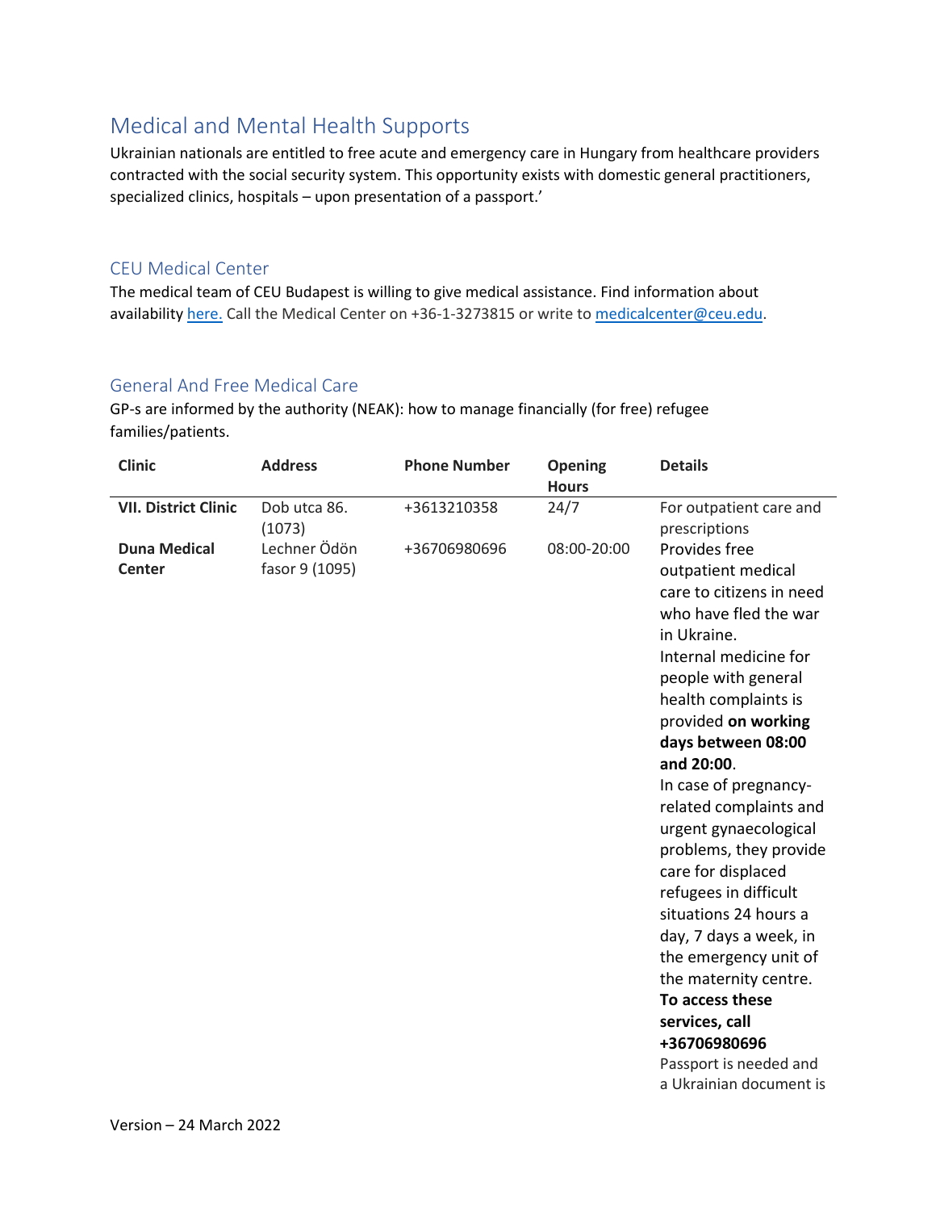## Medical and Mental Health Supports

Ukrainian nationals are entitled to free acute and emergency care in Hungary from healthcare providers contracted with the social security system. This opportunity exists with domestic general practitioners, specialized clinics, hospitals – upon presentation of a passport.'

### CEU Medical Center

The medical team of CEU Budapest is willing to give medical assistance. Find information about availability here. Call the Medical Center on +36-1-3273815 or write to medicalcenter@ceu.edu.

### General And Free Medical Care

GP-s are informed by the authority (NEAK): how to manage financially (for free) refugee families/patients.

| Clinic | Address | Phone Number | Opening Hours | Details |
|---|---|---|---|---|
| **VII. District Clinic** | Dob utca 86. (1073) | +3613210358 | 24/7 | For outpatient care and prescriptions |
| **Duna Medical Center** | Lechner Ödön fasor 9 (1095) | +36706980696 | 08:00-20:00 | Provides free outpatient medical care to citizens in need who have fled the war in Ukraine. Internal medicine for people with general health complaints is provided **on working days between 08:00 and 20:00**. In case of pregnancy-related complaints and urgent gynaecological problems, they provide care for displaced refugees in difficult situations 24 hours a day, 7 days a week, in the emergency unit of the maternity centre. **To access these services, call +36706980696** Passport is needed and a Ukrainian document is |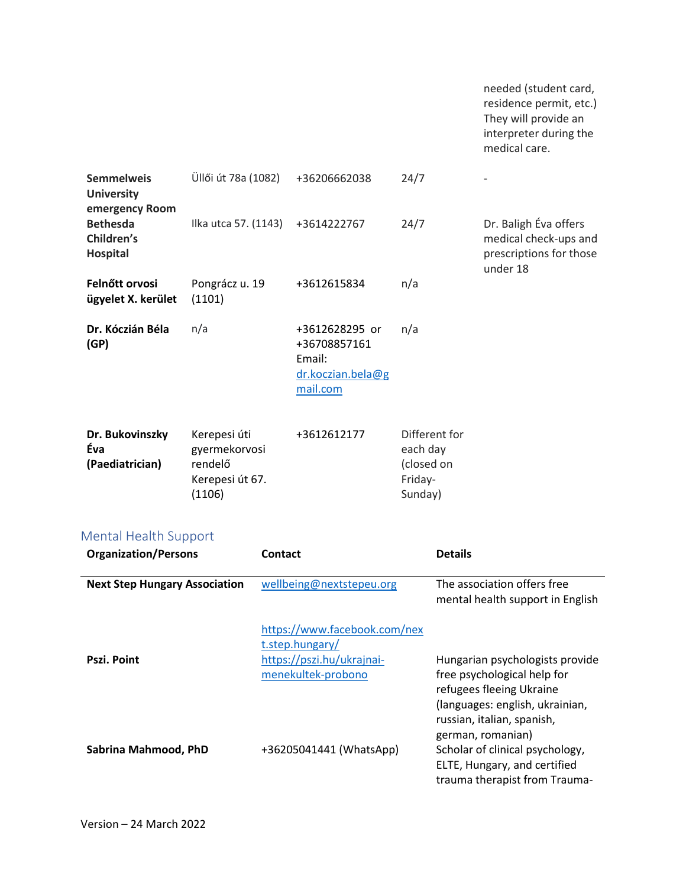| | | | | needed (student card, residence permit, etc.) They will provide an interpreter during the medical care. |
|---|---|---|---|---|
| **Semmelweis University emergency Room** | Üllői út 78a (1082) | +36206662038 | 24/7 | - |
| **Bethesda Children's Hospital** | Ilka utca 57. (1143) | +3614222767 | 24/7 | Dr. Baligh Éva offers medical check-ups and prescriptions for those under 18 |
| **Felnőtt orvosi ügyelet X. kerület** | Pongrácz u. 19 (1101) | +3612615834 | n/a | |
| **Dr. Kóczián Béla (GP)** | n/a | +3612628295 or +36708857161 Email: dr.koczian.bela@gmail.com | n/a | |
| **Dr. Bukovinszky Éva (Paediatrician)** | Kerepesi úti gyermekorvosi rendelő Kerepesi út 67. (1106) | +3612612177 | Different for each day (closed on Friday-Sunday) | |

## Mental Health Support

| Organization/Persons | Contact | Details |
|---|---|---|
| **Next Step Hungary Association** | wellbeing@nextstepeu.org https://www.facebook.com/next.step.hungary/ | The association offers free mental health support in English |
| **Pszi. Point** | https://pszi.hu/ukrajnai-menekultek-probono | Hungarian psychologists provide free psychological help for refugees fleeing Ukraine (languages: english, ukrainian, russian, italian, spanish, german, romanian) |
| **Sabrina Mahmood, PhD** | +36205041441 (WhatsApp) | Scholar of clinical psychology, ELTE, Hungary, and certified trauma therapist from Trauma- |

Version – 24 March 2022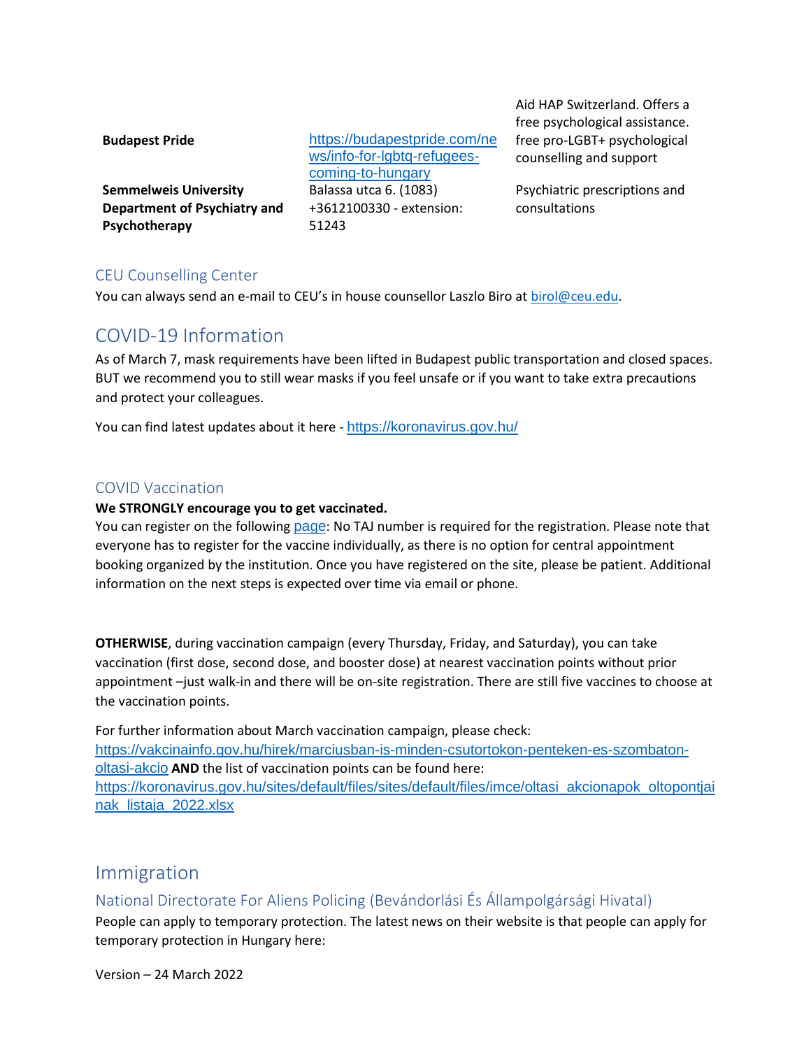| | | |
|---|---|---|
| **Budapest Pride** | https://budapestpride.com/news/info-for-lgbtq-refugees-coming-to-hungary | Aid HAP Switzerland. Offers a free psychological assistance. free pro-LGBT+ psychological counselling and support |
| **Semmelweis University Department of Psychiatry and Psychotherapy** | Balassa utca 6. (1083) +3612100330 - extension: 51243 | Psychiatric prescriptions and consultations |

### CEU Counselling Center

You can always send an e-mail to CEU's in house counsellor Laszlo Biro at birol@ceu.edu.

## COVID-19 Information

As of March 7, mask requirements have been lifted in Budapest public transportation and closed spaces. BUT we recommend you to still wear masks if you feel unsafe or if you want to take extra precautions and protect your colleagues.

You can find latest updates about it here - https://koronavirus.gov.hu/

### COVID Vaccination

**We STRONGLY encourage you to get vaccinated.**

You can register on the following page: No TAJ number is required for the registration. Please note that everyone has to register for the vaccine individually, as there is no option for central appointment booking organized by the institution. Once you have registered on the site, please be patient. Additional information on the next steps is expected over time via email or phone.

**OTHERWISE**, during vaccination campaign (every Thursday, Friday, and Saturday), you can take vaccination (first dose, second dose, and booster dose) at nearest vaccination points without prior appointment –just walk-in and there will be on-site registration. There are still five vaccines to choose at the vaccination points.

For further information about March vaccination campaign, please check: https://vakcinainfo.gov.hu/hirek/marciusban-is-minden-csutortokon-penteken-es-szombaton-oltasi-akcio **AND** the list of vaccination points can be found here: https://koronavirus.gov.hu/sites/default/files/sites/default/files/imce/oltasi_akcionapok_oltopontjainak_listaja_2022.xlsx

# Immigration

### National Directorate For Aliens Policing (Bevándorlási És Állampolgársági Hivatal)

People can apply to temporary protection. The latest news on their website is that people can apply for temporary protection in Hungary here:

Version – 24 March 2022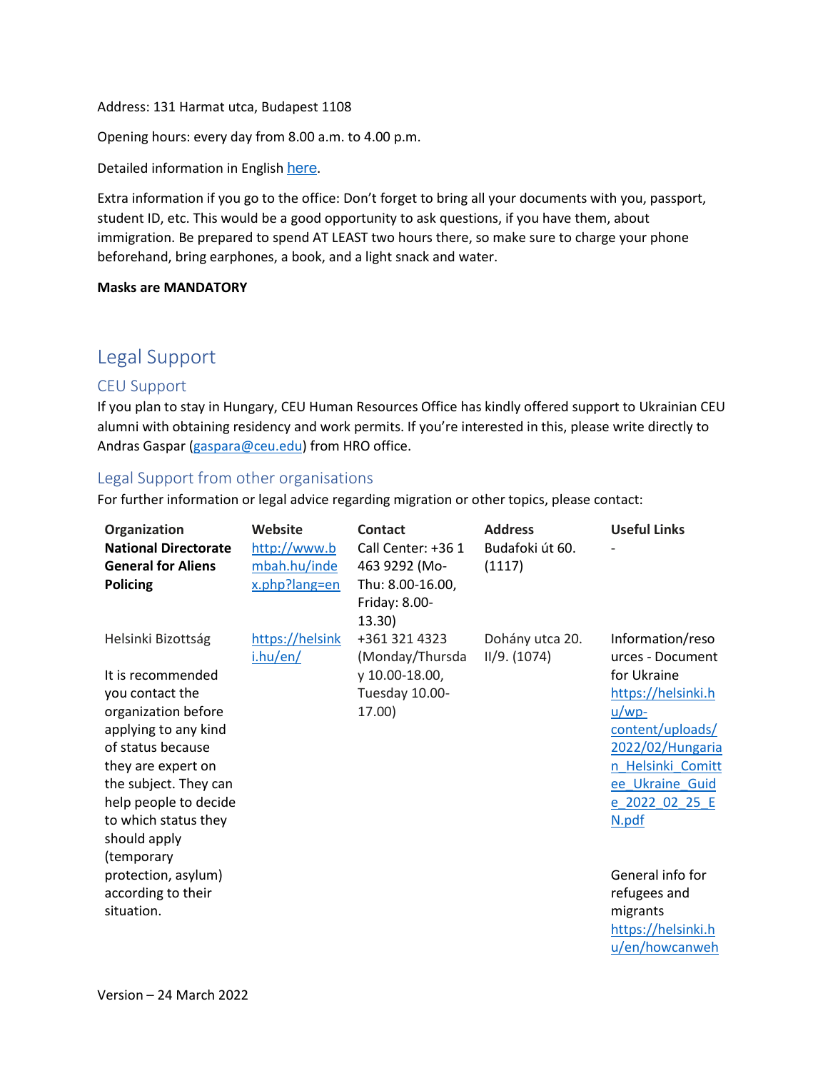Address: 131 Harmat utca, Budapest 1108

Opening hours: every day from 8.00 a.m. to 4.00 p.m.

Detailed information in English here.

Extra information if you go to the office: Don't forget to bring all your documents with you, passport, student ID, etc. This would be a good opportunity to ask questions, if you have them, about immigration. Be prepared to spend AT LEAST two hours there, so make sure to charge your phone beforehand, bring earphones, a book, and a light snack and water.

**Masks are MANDATORY**

# Legal Support

## CEU Support

If you plan to stay in Hungary, CEU Human Resources Office has kindly offered support to Ukrainian CEU alumni with obtaining residency and work permits. If you're interested in this, please write directly to Andras Gaspar (gaspara@ceu.edu) from HRO office.

## Legal Support from other organisations

For further information or legal advice regarding migration or other topics, please contact:

| Organization | Website | Contact | Address | Useful Links |
|---|---|---|---|---|
| **National Directorate General for Aliens Policing** | http://www.bmbah.hu/index.php?lang=en | Call Center: +36 1 463 9292 (Mo-Thu: 8.00-16.00, Friday: 8.00-13.30) | Budafoki út 60. (1117) | - |
| Helsinki Bizottság<br><br>It is recommended you contact the organization before applying to any kind of status because they are expert on the subject. They can help people to decide to which status they should apply (temporary protection, asylum) according to their situation. | https://helsinki.hu/en/ | +361 321 4323 (Monday/Thursday 10.00-18.00, Tuesday 10.00-17.00) | Dohány utca 20. II/9. (1074) | Information/resources - Document for Ukraine https://helsinki.hu/wp-content/uploads/2022/02/Hungarian_Helsinki_Committee_Ukraine_Guide_2022_02_25_EN.pdf<br><br>General info for refugees and migrants https://helsinki.hu/en/howcanweh |

Version – 24 March 2022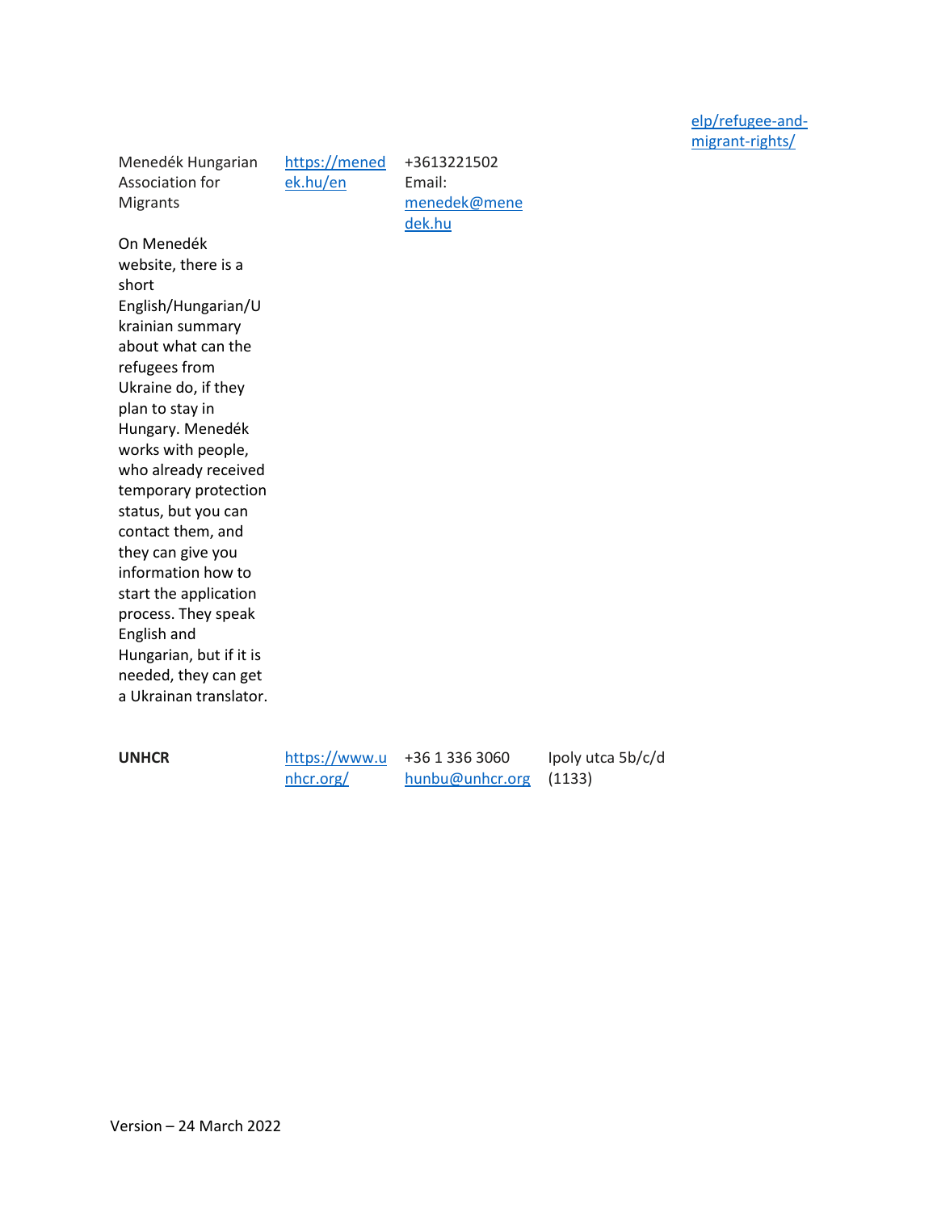| | | | | |
|---|---|---|---|---|
| | | | | elp/refugee-and-migrant-rights/ |
| Menedék Hungarian Association for Migrants<br><br>On Menedék website, there is a short English/Hungarian/Ukrainian summary about what can the refugees from Ukraine do, if they plan to stay in Hungary. Menedék works with people, who already received temporary protection status, but you can contact them, and they can give you information how to start the application process. They speak English and Hungarian, but if it is needed, they can get a Ukrainan translator. | https://menedek.hu/en | +3613221502<br>Email: menedek@menedek.hu | | |
| **UNHCR** | https://www.unhcr.org/ | +36 1 336 3060<br>hunbu@unhcr.org | Ipoly utca 5b/c/d (1133) | |

Version – 24 March 2022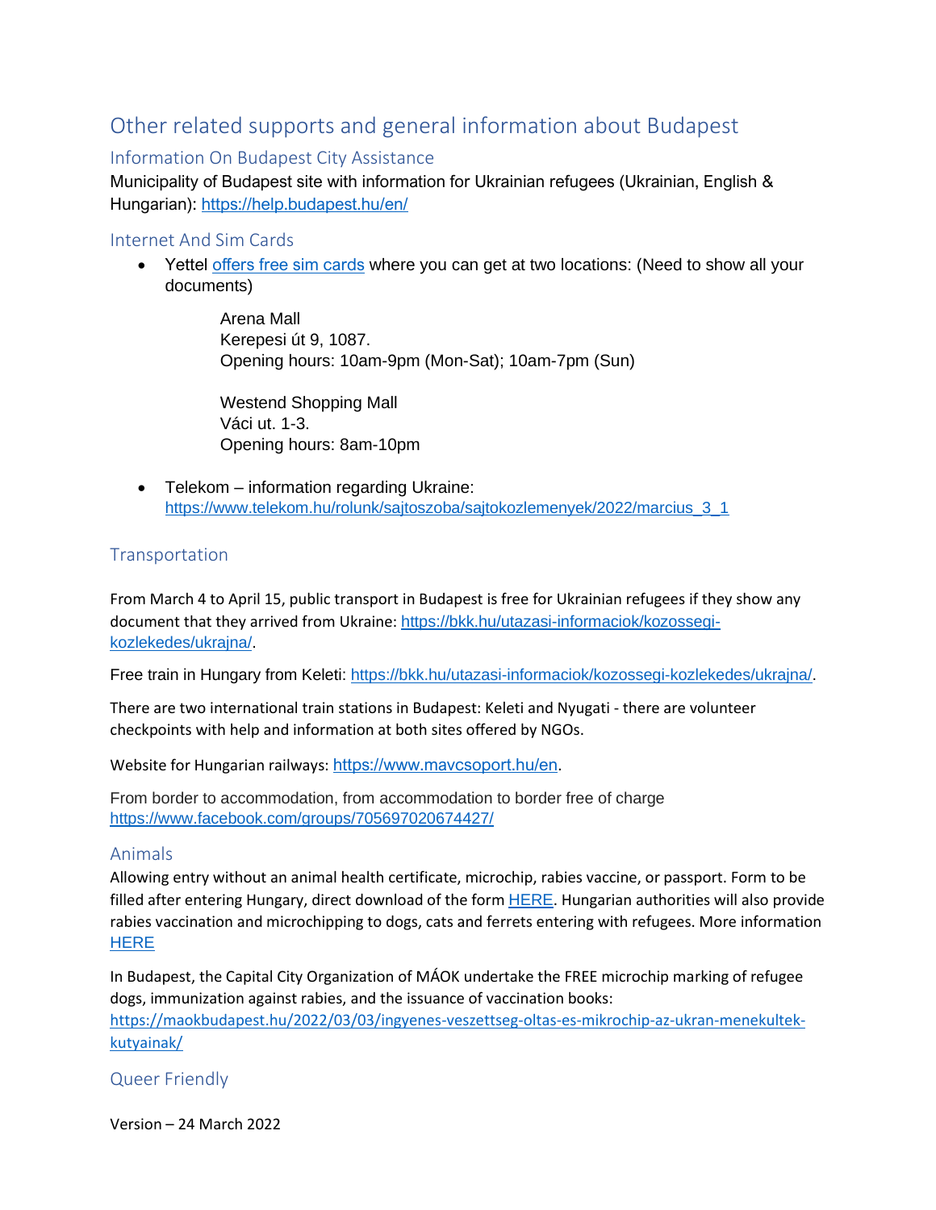## Other related supports and general information about Budapest

### Information On Budapest City Assistance

Municipality of Budapest site with information for Ukrainian refugees (Ukrainian, English & Hungarian): https://help.budapest.hu/en/

### Internet And Sim Cards

- Yettel offers free sim cards where you can get at two locations: (Need to show all your documents)

  Arena Mall
  Kerepesi út 9, 1087.
  Opening hours: 10am-9pm (Mon-Sat); 10am-7pm (Sun)

  Westend Shopping Mall
  Váci ut. 1-3.
  Opening hours: 8am-10pm

- Telekom – information regarding Ukraine: https://www.telekom.hu/rolunk/sajtoszoba/sajtokozlemenyek/2022/marcius_3_1

### Transportation

From March 4 to April 15, public transport in Budapest is free for Ukrainian refugees if they show any document that they arrived from Ukraine: https://bkk.hu/utazasi-informaciok/kozossegi-kozlekedes/ukrajna/.

Free train in Hungary from Keleti: https://bkk.hu/utazasi-informaciok/kozossegi-kozlekedes/ukrajna/.

There are two international train stations in Budapest: Keleti and Nyugati - there are volunteer checkpoints with help and information at both sites offered by NGOs.

Website for Hungarian railways: https://www.mavcsoport.hu/en.

From border to accommodation, from accommodation to border free of charge https://www.facebook.com/groups/705697020674427/

### Animals

Allowing entry without an animal health certificate, microchip, rabies vaccine, or passport. Form to be filled after entering Hungary, direct download of the form HERE. Hungarian authorities will also provide rabies vaccination and microchipping to dogs, cats and ferrets entering with refugees. More information HERE

In Budapest, the Capital City Organization of MÁOK undertake the FREE microchip marking of refugee dogs, immunization against rabies, and the issuance of vaccination books: https://maokbudapest.hu/2022/03/03/ingyenes-veszettseg-oltas-es-mikrochip-az-ukran-menekultek-kutyainak/

### Queer Friendly

Version – 24 March 2022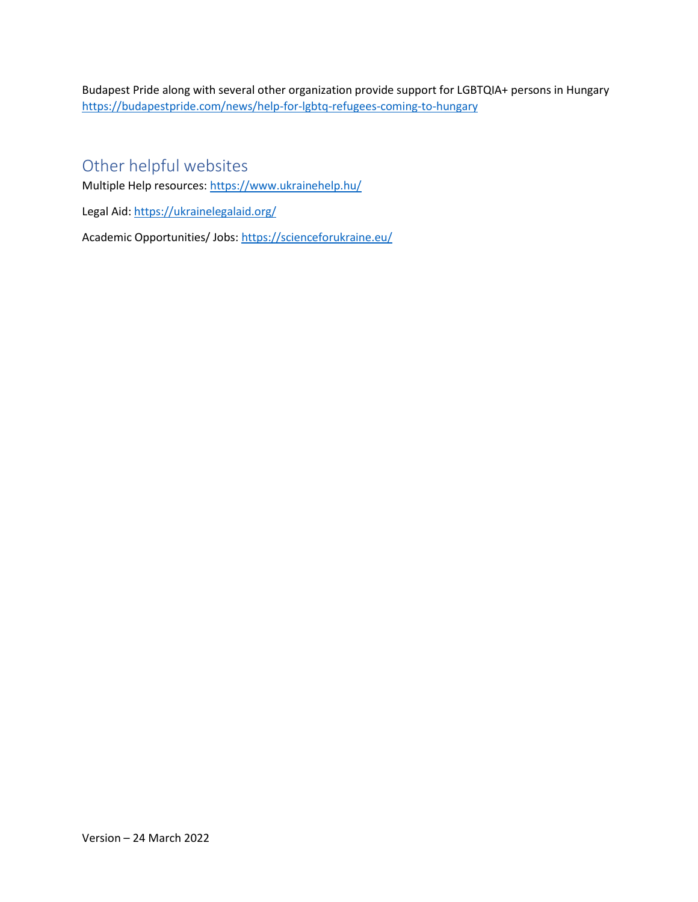Budapest Pride along with several other organization provide support for LGBTQIA+ persons in Hungary
https://budapestpride.com/news/help-for-lgbtq-refugees-coming-to-hungary

## Other helpful websites

Multiple Help resources: https://www.ukrainehelp.hu/

Legal Aid: https://ukrainelegalaid.org/

Academic Opportunities/ Jobs: https://scienceforukraine.eu/

Version – 24 March 2022